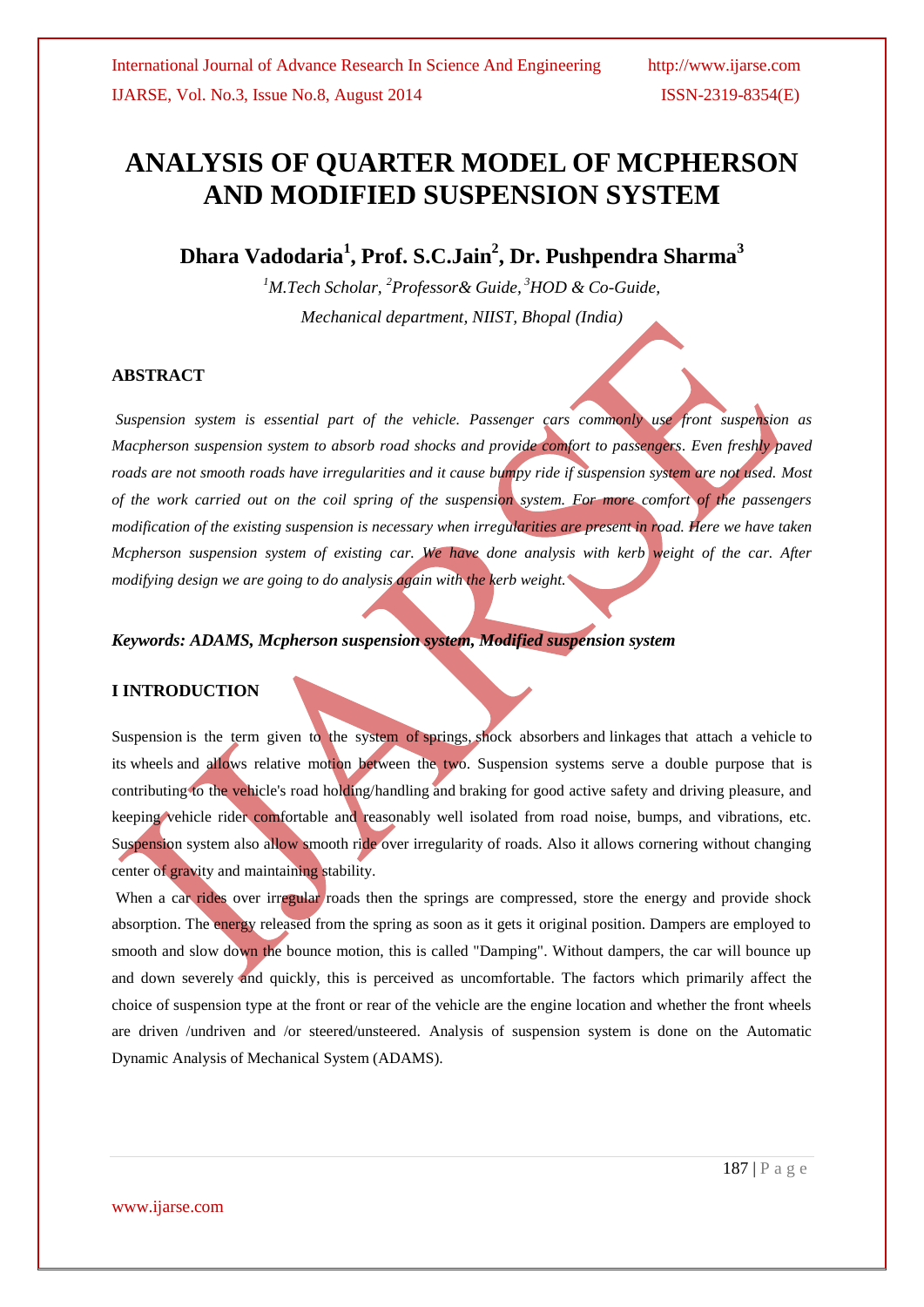# ANALYSIS OF QUARTER MODEL OF MCPHERSON AND MODIFIED SUSPENSION SYSTEM

**Dhara Vadodaria[1], Prof. S.C.Jain[2], Dr. Pushpendra Sharma[3]**

*[1]M.Tech Scholar, [2]Professor& Guide, [3]HOD & Co-Guide,*
*Mechanical department, NIIST, Bhopal (India)*

## ABSTRACT

*Suspension system is essential part of the vehicle. Passenger cars commonly use front suspension as Macpherson suspension system to absorb road shocks and provide comfort to passengers. Even freshly paved roads are not smooth roads have irregularities and it cause bumpy ride if suspension system are not used. Most of the work carried out on the coil spring of the suspension system. For more comfort of the passengers modification of the existing suspension is necessary when irregularities are present in road. Here we have taken Mcpherson suspension system of existing car. We have done analysis with kerb weight of the car. After modifying design we are going to do analysis again with the kerb weight.*

***Keywords: ADAMS, Mcpherson suspension system, Modified suspension system***

## I INTRODUCTION

Suspension is the term given to the system of springs, shock absorbers and linkages that attach a vehicle to its wheels and allows relative motion between the two. Suspension systems serve a double purpose that is contributing to the vehicle's road holding/handling and braking for good active safety and driving pleasure, and keeping vehicle rider comfortable and reasonably well isolated from road noise, bumps, and vibrations, etc. Suspension system also allow smooth ride over irregularity of roads. Also it allows cornering without changing center of gravity and maintaining stability.

When a car rides over irregular roads then the springs are compressed, store the energy and provide shock absorption. The energy released from the spring as soon as it gets it original position. Dampers are employed to smooth and slow down the bounce motion, this is called "Damping". Without dampers, the car will bounce up and down severely and quickly, this is perceived as uncomfortable. The factors which primarily affect the choice of suspension type at the front or rear of the vehicle are the engine location and whether the front wheels are driven /undriven and /or steered/unsteered. Analysis of suspension system is done on the Automatic Dynamic Analysis of Mechanical System (ADAMS).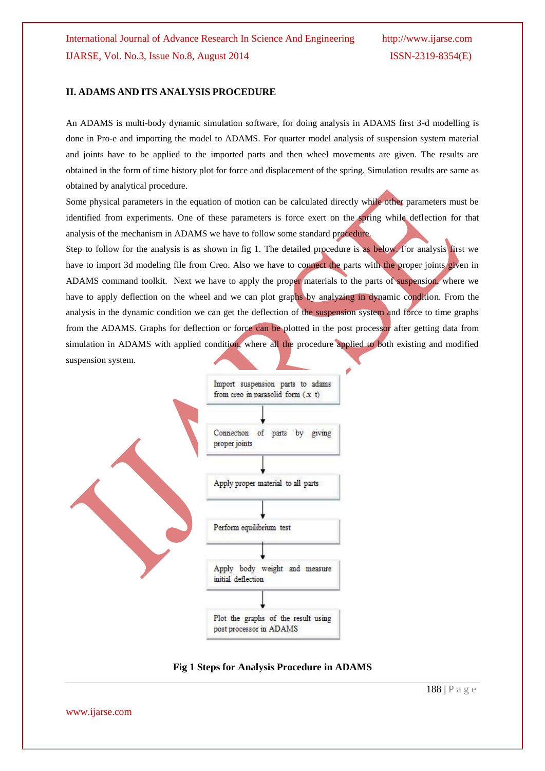## II. ADAMS AND ITS ANALYSIS PROCEDURE

An ADAMS is multi-body dynamic simulation software, for doing analysis in ADAMS first 3-d modelling is done in Pro-e and importing the model to ADAMS. For quarter model analysis of suspension system material and joints have to be applied to the imported parts and then wheel movements are given. The results are obtained in the form of time history plot for force and displacement of the spring. Simulation results are same as obtained by analytical procedure.

Some physical parameters in the equation of motion can be calculated directly while other parameters must be identified from experiments. One of these parameters is force exert on the spring while deflection for that analysis of the mechanism in ADAMS we have to follow some standard procedure.

Step to follow for the analysis is as shown in fig 1. The detailed procedure is as below. For analysis first we have to import 3d modeling file from Creo. Also we have to connect the parts with the proper joints given in ADAMS command toolkit. Next we have to apply the proper materials to the parts of suspension, where we have to apply deflection on the wheel and we can plot graphs by analyzing in dynamic condition. From the analysis in the dynamic condition we can get the deflection of the suspension system and force to time graphs from the ADAMS. Graphs for deflection or force can be plotted in the post processor after getting data from simulation in ADAMS with applied condition, where all the procedure applied to both existing and modified suspension system.

Import suspension parts to adams from creo in parasolid form (.x t)

↓

Connection of parts by giving proper joints

↓

Apply proper material to all parts

↓

Perform equilibrium test

↓

Apply body weight and measure initial deflection

↓

Plot the graphs of the result using post processor in ADAMS

**Fig 1 Steps for Analysis Procedure in ADAMS**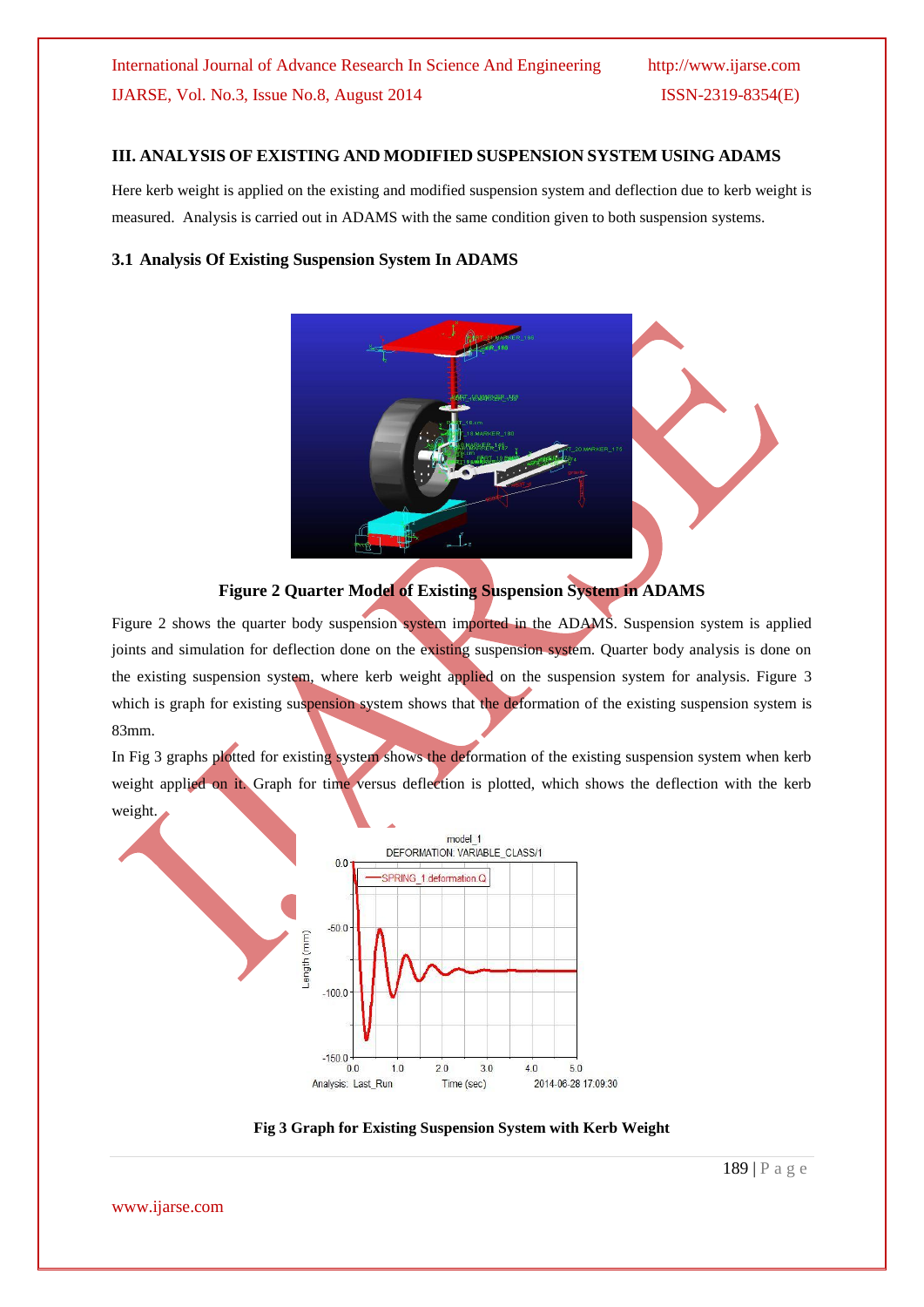## III. ANALYSIS OF EXISTING AND MODIFIED SUSPENSION SYSTEM USING ADAMS

Here kerb weight is applied on the existing and modified suspension system and deflection due to kerb weight is measured. Analysis is carried out in ADAMS with the same condition given to both suspension systems.

### 3.1 Analysis Of Existing Suspension System In ADAMS

**Figure 2 Quarter Model of Existing Suspension System in ADAMS**

Figure 2 shows the quarter body suspension system imported in the ADAMS. Suspension system is applied joints and simulation for deflection done on the existing suspension system. Quarter body analysis is done on the existing suspension system, where kerb weight applied on the suspension system for analysis. Figure 3 which is graph for existing suspension system shows that the deformation of the existing suspension system is 83mm.

In Fig 3 graphs plotted for existing system shows the deformation of the existing suspension system when kerb weight applied on it. Graph for time versus deflection is plotted, which shows the deflection with the kerb weight.

**Fig 3 Graph for Existing Suspension System with Kerb Weight**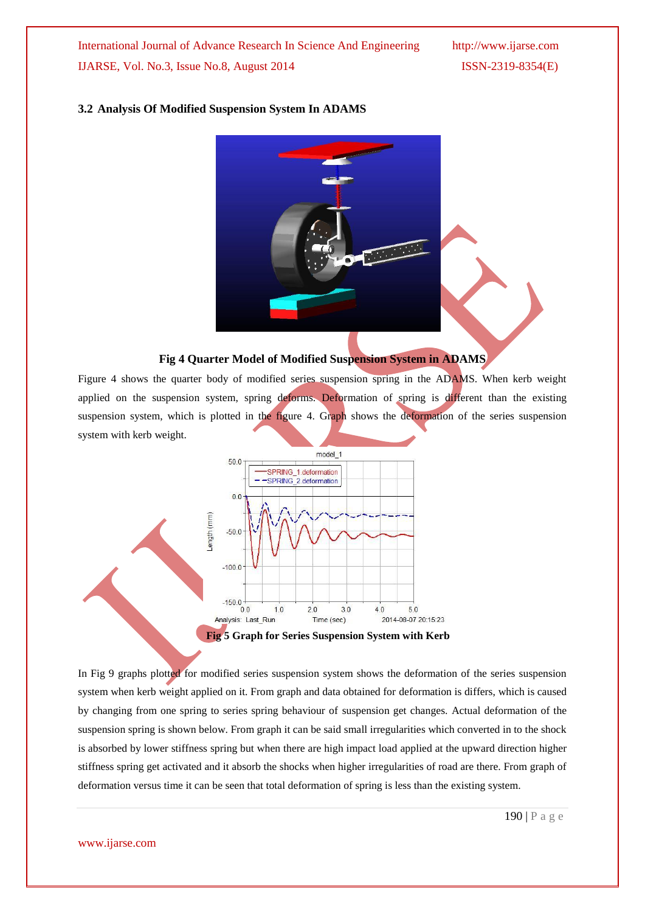### 3.2 Analysis Of Modified Suspension System In ADAMS

**Fig 4 Quarter Model of Modified Suspension System in ADAMS**

Figure 4 shows the quarter body of modified series suspension spring in the ADAMS. When kerb weight applied on the suspension system, spring deforms. Deformation of spring is different than the existing suspension system, which is plotted in the figure 4. Graph shows the deformation of the series suspension system with kerb weight.

**Fig 5 Graph for Series Suspension System with Kerb**

In Fig 9 graphs plotted for modified series suspension system shows the deformation of the series suspension system when kerb weight applied on it. From graph and data obtained for deformation is differs, which is caused by changing from one spring to series spring behaviour of suspension get changes. Actual deformation of the suspension spring is shown below. From graph it can be said small irregularities which converted in to the shock is absorbed by lower stiffness spring but when there are high impact load applied at the upward direction higher stiffness spring get activated and it absorb the shocks when higher irregularities of road are there. From graph of deformation versus time it can be seen that total deformation of spring is less than the existing system.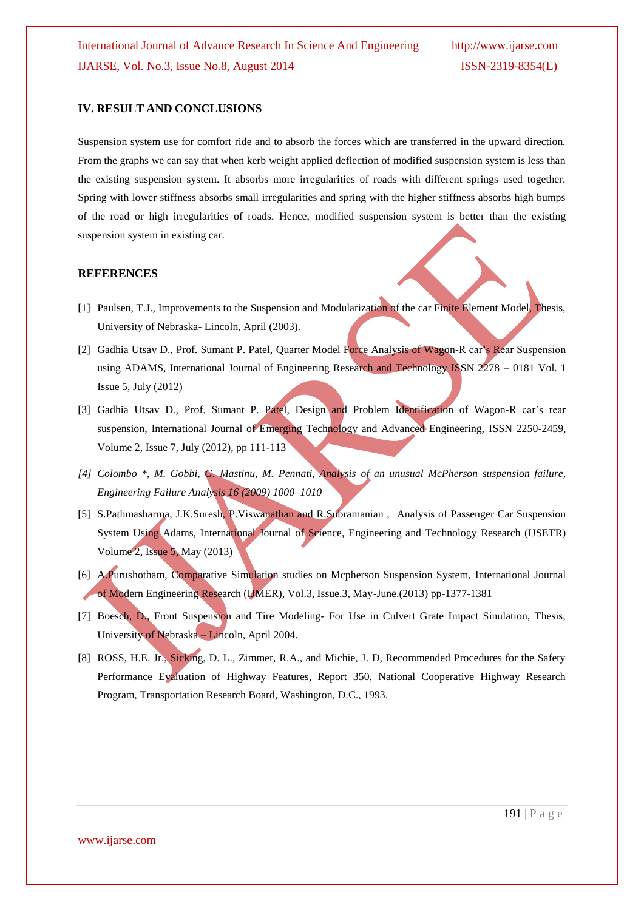## IV. RESULT AND CONCLUSIONS

Suspension system use for comfort ride and to absorb the forces which are transferred in the upward direction. From the graphs we can say that when kerb weight applied deflection of modified suspension system is less than the existing suspension system. It absorbs more irregularities of roads with different springs used together. Spring with lower stiffness absorbs small irregularities and spring with the higher stiffness absorbs high bumps of the road or high irregularities of roads. Hence, modified suspension system is better than the existing suspension system in existing car.

## REFERENCES

[1] Paulsen, T.J., Improvements to the Suspension and Modularization of the car Finite Element Model, Thesis, University of Nebraska- Lincoln, April (2003).

[2] Gadhia Utsav D., Prof. Sumant P. Patel, Quarter Model Force Analysis of Wagon-R car's Rear Suspension using ADAMS, International Journal of Engineering Research and Technology ISSN 2278 – 0181 Vol. 1 Issue 5, July (2012)

[3] Gadhia Utsav D., Prof. Sumant P. Patel, Design and Problem Identification of Wagon-R car's rear suspension, International Journal of Emerging Technology and Advanced Engineering, ISSN 2250-2459, Volume 2, Issue 7, July (2012), pp 111-113

*[4] Colombo \*, M. Gobbi, G. Mastinu, M. Pennati, Analysis of an unusual McPherson suspension failure, Engineering Failure Analysis 16 (2009) 1000–1010*

[5] S.Pathmasharma, J.K.Suresh, P.Viswanathan and R.Subramanian , Analysis of Passenger Car Suspension System Using Adams, International Journal of Science, Engineering and Technology Research (IJSETR) Volume 2, Issue 5, May (2013)

[6] A.Purushotham, Comparative Simulation studies on Mcpherson Suspension System, International Journal of Modern Engineering Research (IJMER), Vol.3, Issue.3, May-June.(2013) pp-1377-1381

[7] Boesch, D., Front Suspension and Tire Modeling- For Use in Culvert Grate Impact Sinulation, Thesis, University of Nebraska – Lincoln, April 2004.

[8] ROSS, H.E. Jr., Sicking, D. L., Zimmer, R.A., and Michie, J. D, Recommended Procedures for the Safety Performance Evaluation of Highway Features, Report 350, National Cooperative Highway Research Program, Transportation Research Board, Washington, D.C., 1993.